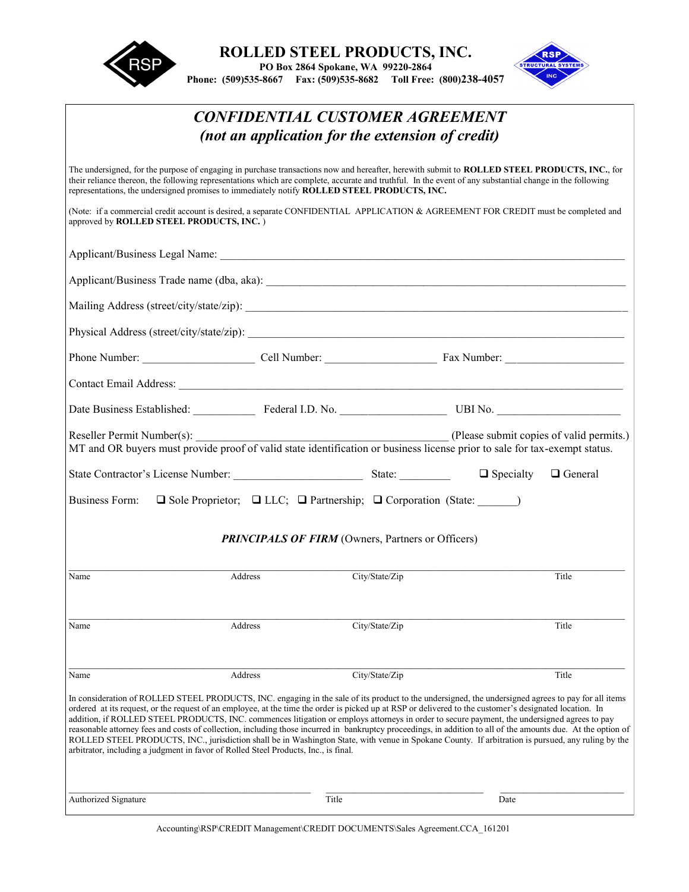# ROLLED STEEL PRODUCTS, INC.

**PO Box 2864 Spokane, WA 99220-2864**
**Phone: (509)535-8667 Fax: (509)535-8682 Toll Free: (800)238-4057**

## *CONFIDENTIAL CUSTOMER AGREEMENT*
## *(not an application for the extension of credit)*

The undersigned, for the purpose of engaging in purchase transactions now and hereafter, herewith submit to **ROLLED STEEL PRODUCTS, INC.**, for their reliance thereon, the following representations which are complete, accurate and truthful. In the event of any substantial change in the following representations, the undersigned promises to immediately notify **ROLLED STEEL PRODUCTS, INC.**

(Note: if a commercial credit account is desired, a separate CONFIDENTIAL APPLICATION & AGREEMENT FOR CREDIT must be completed and approved by **ROLLED STEEL PRODUCTS, INC.** )

Applicant/Business Legal Name: ___________________________________________

Applicant/Business Trade name (dba, aka): ___________________________________________

Mailing Address (street/city/state/zip): ___________________________________________

Physical Address (street/city/state/zip): ___________________________________________

Phone Number: ___________________ Cell Number: ___________________ Fax Number: ___________________

Contact Email Address: ___________________________________________

Date Business Established: ___________ Federal I.D. No. ___________________ UBI No. ___________________

Reseller Permit Number(s): ___________________________________________ (Please submit copies of valid permits.)
MT and OR buyers must provide proof of valid state identification or business license prior to sale for tax-exempt status.

State Contractor's License Number: ______________________ State: _________ ❑ Specialty ❑ General

Business Form: ❑ Sole Proprietor; ❑ LLC; ❑ Partnership; ❑ Corporation (State: _______)

### *PRINCIPALS OF FIRM* (Owners, Partners or Officers)

| Name | Address | City/State/Zip | Title |
|---|---|---|---|
| | | | |
| | | | |
| | | | |

In consideration of ROLLED STEEL PRODUCTS, INC. engaging in the sale of its product to the undersigned, the undersigned agrees to pay for all items ordered at its request, or the request of an employee, at the time the order is picked up at RSP or delivered to the customer's designated location. In addition, if ROLLED STEEL PRODUCTS, INC. commences litigation or employs attorneys in order to secure payment, the undersigned agrees to pay reasonable attorney fees and costs of collection, including those incurred in bankruptcy proceedings, in addition to all of the amounts due. At the option of ROLLED STEEL PRODUCTS, INC., jurisdiction shall be in Washington State, with venue in Spokane County. If arbitration is pursued, any ruling by the arbitrator, including a judgment in favor of Rolled Steel Products, Inc., is final.

_________________________________ _________________________ _____________________
Authorized Signature Title Date

Accounting\RSP\CREDIT Management\CREDIT DOCUMENTS\Sales Agreement.CCA_161201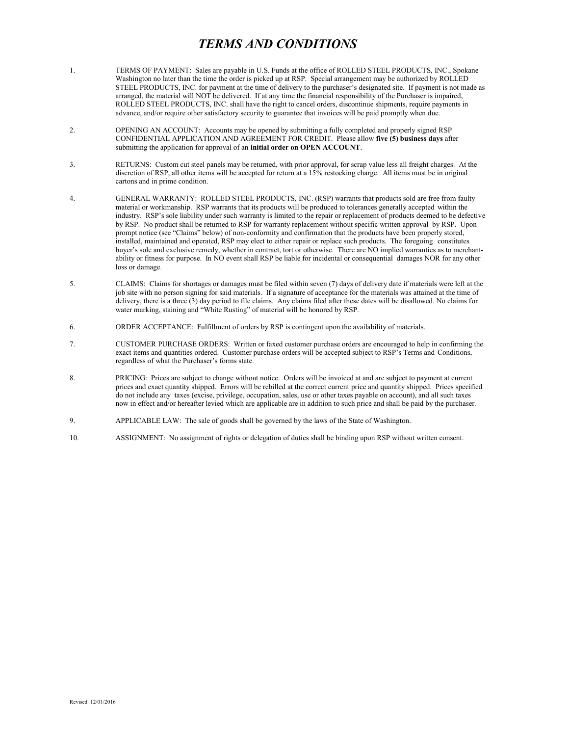# *TERMS AND CONDITIONS*

1. TERMS OF PAYMENT: Sales are payable in U.S. Funds at the office of ROLLED STEEL PRODUCTS, INC., Spokane Washington no later than the time the order is picked up at RSP. Special arrangement may be authorized by ROLLED STEEL PRODUCTS, INC. for payment at the time of delivery to the purchaser's designated site. If payment is not made as arranged, the material will NOT be delivered. If at any time the financial responsibility of the Purchaser is impaired, ROLLED STEEL PRODUCTS, INC. shall have the right to cancel orders, discontinue shipments, require payments in advance, and/or require other satisfactory security to guarantee that invoices will be paid promptly when due.

2. OPENING AN ACCOUNT: Accounts may be opened by submitting a fully completed and properly signed RSP CONFIDENTIAL APPLICATION AND AGREEMENT FOR CREDIT. Please allow **five (5) business days** after submitting the application for approval of an **initial order on OPEN ACCOUNT**.

3. RETURNS: Custom cut steel panels may be returned, with prior approval, for scrap value less all freight charges. At the discretion of RSP, all other items will be accepted for return at a 15% restocking charge. All items must be in original cartons and in prime condition.

4. GENERAL WARRANTY: ROLLED STEEL PRODUCTS, INC. (RSP) warrants that products sold are free from faulty material or workmanship. RSP warrants that its products will be produced to tolerances generally accepted within the industry. RSP's sole liability under such warranty is limited to the repair or replacement of products deemed to be defective by RSP. No product shall be returned to RSP for warranty replacement without specific written approval by RSP. Upon prompt notice (see "Claims" below) of non-conformity and confirmation that the products have been properly stored, installed, maintained and operated, RSP may elect to either repair or replace such products. The foregoing constitutes buyer's sole and exclusive remedy, whether in contract, tort or otherwise. There are NO implied warranties as to merchant-ability or fitness for purpose. In NO event shall RSP be liable for incidental or consequential damages NOR for any other loss or damage.

5. CLAIMS: Claims for shortages or damages must be filed within seven (7) days of delivery date if materials were left at the job site with no person signing for said materials. If a signature of acceptance for the materials was attained at the time of delivery, there is a three (3) day period to file claims. Any claims filed after these dates will be disallowed. No claims for water marking, staining and "White Rusting" of material will be honored by RSP.

6. ORDER ACCEPTANCE: Fulfillment of orders by RSP is contingent upon the availability of materials.

7. CUSTOMER PURCHASE ORDERS: Written or faxed customer purchase orders are encouraged to help in confirming the exact items and quantities ordered. Customer purchase orders will be accepted subject to RSP's Terms and Conditions, regardless of what the Purchaser's forms state.

8. PRICING: Prices are subject to change without notice. Orders will be invoiced at and are subject to payment at current prices and exact quantity shipped. Errors will be rebilled at the correct current price and quantity shipped. Prices specified do not include any taxes (excise, privilege, occupation, sales, use or other taxes payable on account), and all such taxes now in effect and/or hereafter levied which are applicable are in addition to such price and shall be paid by the purchaser.

9. APPLICABLE LAW: The sale of goods shall be governed by the laws of the State of Washington.

10. ASSIGNMENT: No assignment of rights or delegation of duties shall be binding upon RSP without written consent.

Revised 12/01/2016